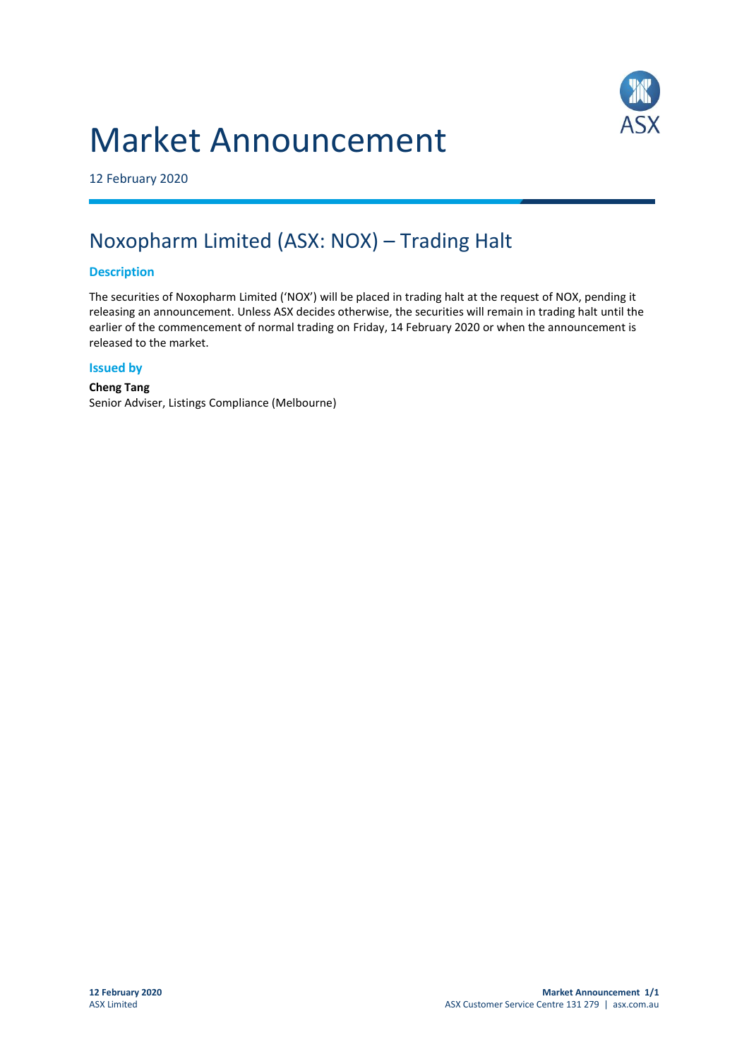# Market Announcement

12 February 2020

## Noxopharm Limited (ASX: NOX) – Trading Halt

### Description

The securities of Noxopharm Limited ('NOX') will be placed in trading halt at the request of NOX, pending it releasing an announcement. Unless ASX decides otherwise, the securities will remain in trading halt until the earlier of the commencement of normal trading on Friday, 14 February 2020 or when the announcement is released to the market.

### Issued by

**Cheng Tang**
Senior Adviser, Listings Compliance (Melbourne)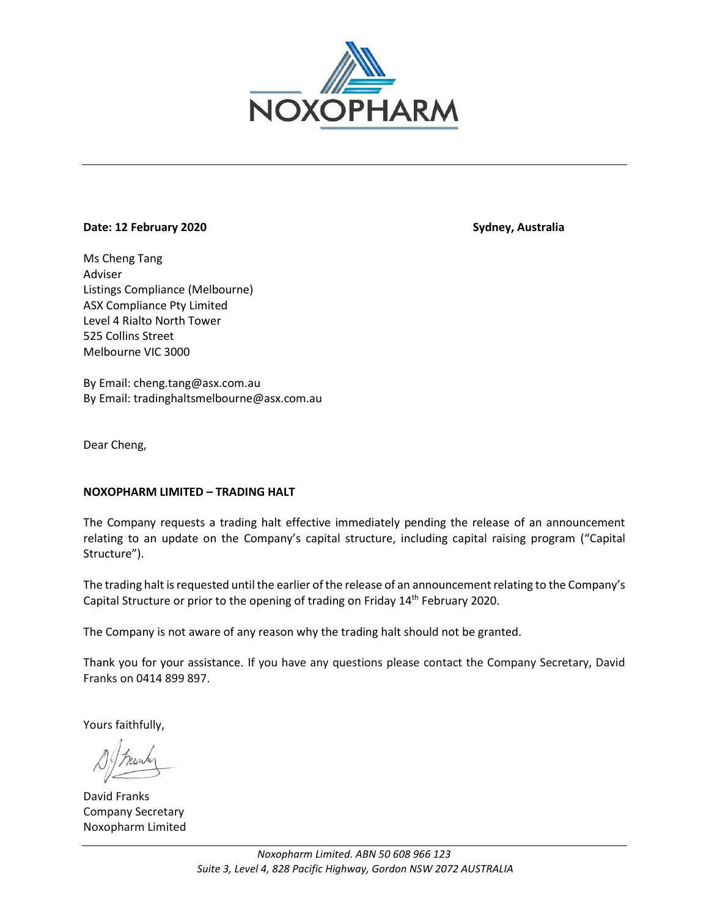**Date: 12 February 2020** **Sydney, Australia**

Ms Cheng Tang
Adviser
Listings Compliance (Melbourne)
ASX Compliance Pty Limited
Level 4 Rialto North Tower
525 Collins Street
Melbourne VIC 3000

By Email: cheng.tang@asx.com.au
By Email: tradinghaltsmelbourne@asx.com.au

Dear Cheng,

**NOXOPHARM LIMITED – TRADING HALT**

The Company requests a trading halt effective immediately pending the release of an announcement relating to an update on the Company's capital structure, including capital raising program ("Capital Structure").

The trading halt is requested until the earlier of the release of an announcement relating to the Company's Capital Structure or prior to the opening of trading on Friday 14th February 2020.

The Company is not aware of any reason why the trading halt should not be granted.

Thank you for your assistance. If you have any questions please contact the Company Secretary, David Franks on 0414 899 897.

Yours faithfully,

David Franks
Company Secretary
Noxopharm Limited

*Noxopharm Limited. ABN 50 608 966 123*
*Suite 3, Level 4, 828 Pacific Highway, Gordon NSW 2072 AUSTRALIA*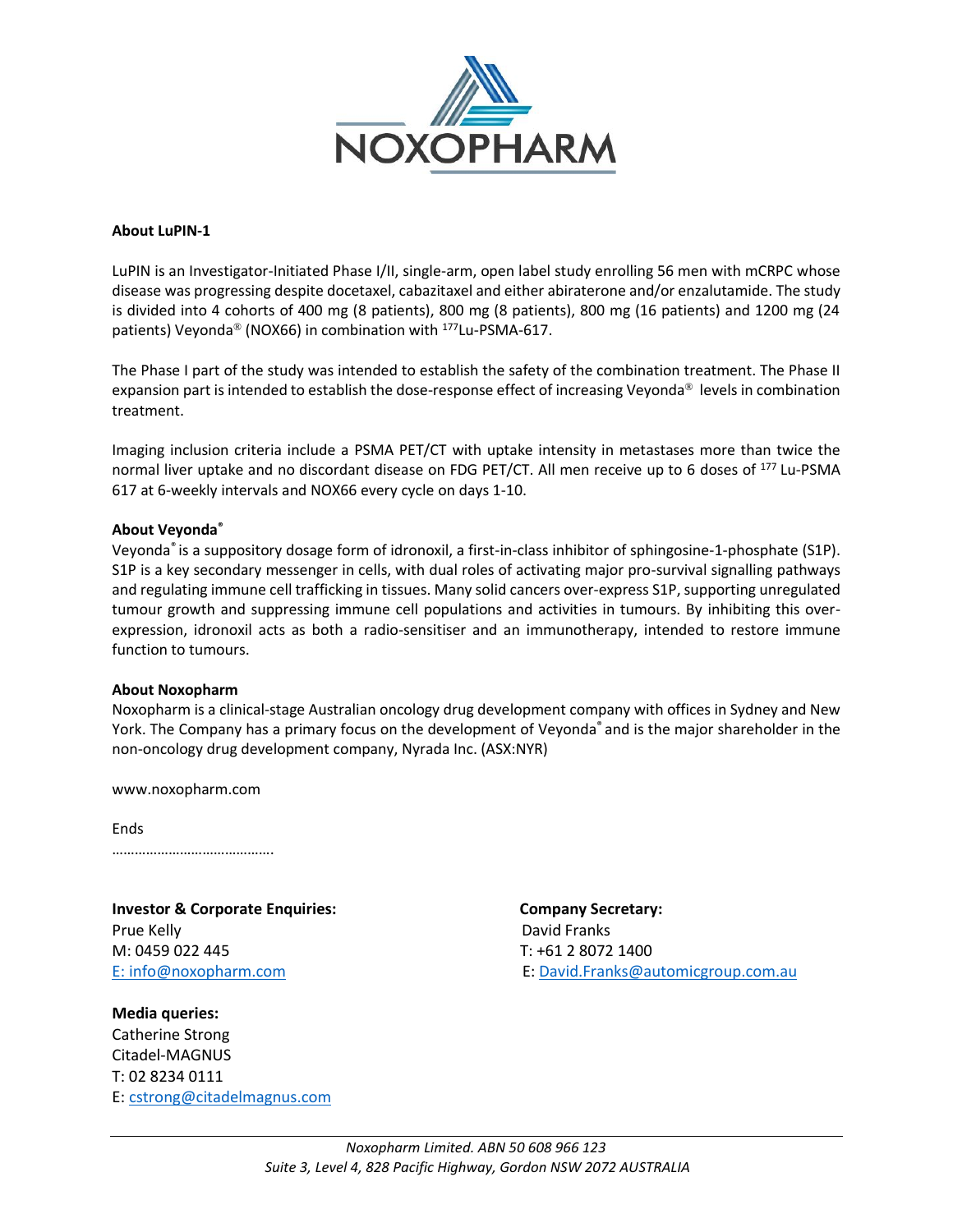### About LuPIN-1

LuPIN is an Investigator-Initiated Phase I/II, single-arm, open label study enrolling 56 men with mCRPC whose disease was progressing despite docetaxel, cabazitaxel and either abiraterone and/or enzalutamide. The study is divided into 4 cohorts of 400 mg (8 patients), 800 mg (8 patients), 800 mg (16 patients) and 1200 mg (24 patients) Veyonda® (NOX66) in combination with $^{177}$Lu-PSMA-617.

The Phase I part of the study was intended to establish the safety of the combination treatment. The Phase II expansion part is intended to establish the dose-response effect of increasing Veyonda® levels in combination treatment.

Imaging inclusion criteria include a PSMA PET/CT with uptake intensity in metastases more than twice the normal liver uptake and no discordant disease on FDG PET/CT. All men receive up to 6 doses of $^{177}$ Lu-PSMA 617 at 6-weekly intervals and NOX66 every cycle on days 1-10.

### About Veyonda®

Veyonda® is a suppository dosage form of idronoxil, a first-in-class inhibitor of sphingosine-1-phosphate (S1P). S1P is a key secondary messenger in cells, with dual roles of activating major pro-survival signalling pathways and regulating immune cell trafficking in tissues. Many solid cancers over-express S1P, supporting unregulated tumour growth and suppressing immune cell populations and activities in tumours. By inhibiting this over-expression, idronoxil acts as both a radio-sensitiser and an immunotherapy, intended to restore immune function to tumours.

### About Noxopharm

Noxopharm is a clinical-stage Australian oncology drug development company with offices in Sydney and New York. The Company has a primary focus on the development of Veyonda® and is the major shareholder in the non-oncology drug development company, Nyrada Inc. (ASX:NYR)

www.noxopharm.com

Ends

…………………………………….

**Investor & Corporate Enquiries:**
Prue Kelly
M: 0459 022 445
E: info@noxopharm.com

**Company Secretary:**
David Franks
T: +61 2 8072 1400
E: David.Franks@automicgroup.com.au

**Media queries:**
Catherine Strong
Citadel-MAGNUS
T: 02 8234 0111
E: cstrong@citadelmagnus.com

*Noxopharm Limited. ABN 50 608 966 123*
*Suite 3, Level 4, 828 Pacific Highway, Gordon NSW 2072 AUSTRALIA*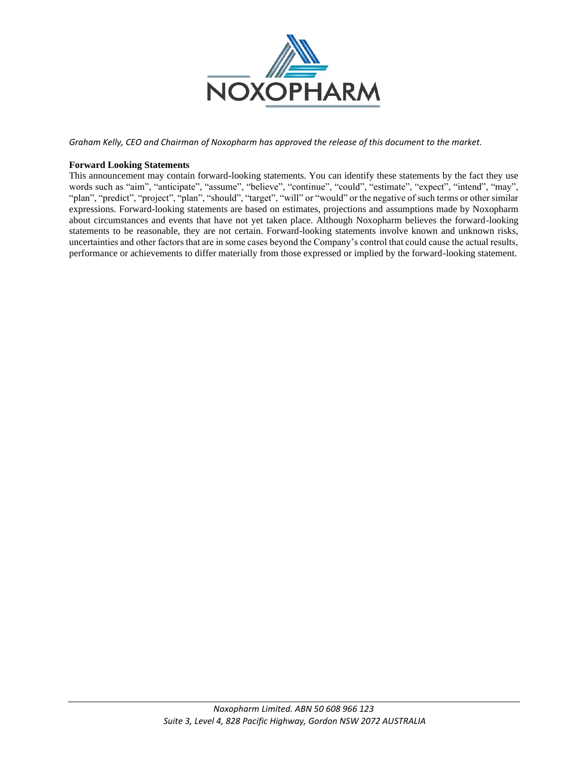*Graham Kelly, CEO and Chairman of Noxopharm has approved the release of this document to the market.*

**Forward Looking Statements**

This announcement may contain forward-looking statements. You can identify these statements by the fact they use words such as "aim", "anticipate", "assume", "believe", "continue", "could", "estimate", "expect", "intend", "may", "plan", "predict", "project", "plan", "should", "target", "will" or "would" or the negative of such terms or other similar expressions. Forward-looking statements are based on estimates, projections and assumptions made by Noxopharm about circumstances and events that have not yet taken place. Although Noxopharm believes the forward-looking statements to be reasonable, they are not certain. Forward-looking statements involve known and unknown risks, uncertainties and other factors that are in some cases beyond the Company's control that could cause the actual results, performance or achievements to differ materially from those expressed or implied by the forward-looking statement.

*Noxopharm Limited. ABN 50 608 966 123*
*Suite 3, Level 4, 828 Pacific Highway, Gordon NSW 2072 AUSTRALIA*